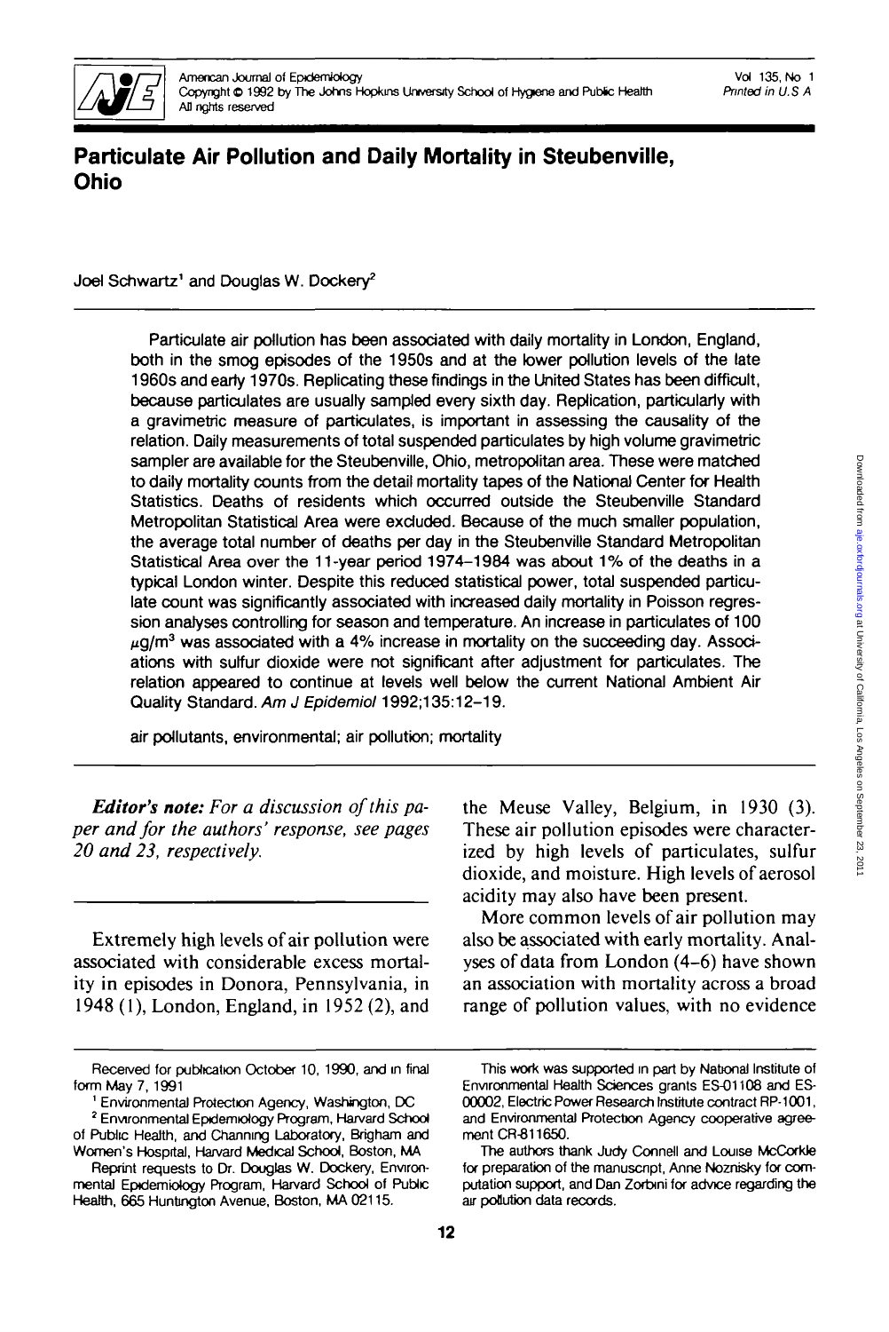# Particulate Air Pollution and Daily Mortality in Steubenville, Ohio

Joel Schwartz[1] and Douglas W. Dockery[2]

Particulate air pollution has been associated with daily mortality in London, England, both in the smog episodes of the 1950s and at the lower pollution levels of the late 1960s and early 1970s. Replicating these findings in the United States has been difficult, because particulates are usually sampled every sixth day. Replication, particularly with a gravimetric measure of particulates, is important in assessing the causality of the relation. Daily measurements of total suspended particulates by high volume gravimetric sampler are available for the Steubenville, Ohio, metropolitan area. These were matched to daily mortality counts from the detail mortality tapes of the National Center for Health Statistics. Deaths of residents which occurred outside the Steubenville Standard Metropolitan Statistical Area were excluded. Because of the much smaller population, the average total number of deaths per day in the Steubenville Standard Metropolitan Statistical Area over the 11-year period 1974–1984 was about 1% of the deaths in a typical London winter. Despite this reduced statistical power, total suspended particulate count was significantly associated with increased daily mortality in Poisson regression analyses controlling for season and temperature. An increase in particulates of 100 $\mu g/m^3$ was associated with a 4% increase in mortality on the succeeding day. Associations with sulfur dioxide were not significant after adjustment for particulates. The relation appeared to continue at levels well below the current National Ambient Air Quality Standard. *Am J Epidemiol* 1992;135:12–19.

air pollutants, environmental; air pollution; mortality

***Editor's note:** For a discussion of this paper and for the authors' response, see pages 20 and 23, respectively.*

Extremely high levels of air pollution were associated with considerable excess mortality in episodes in Donora, Pennsylvania, in 1948 (1), London, England, in 1952 (2), and the Meuse Valley, Belgium, in 1930 (3). These air pollution episodes were characterized by high levels of particulates, sulfur dioxide, and moisture. High levels of aerosol acidity may also have been present.

More common levels of air pollution may also be associated with early mortality. Analyses of data from London (4–6) have shown an association with mortality across a broad range of pollution values, with no evidence

---

Received for publication October 10, 1990, and in final form May 7, 1991

[1] Environmental Protection Agency, Washington, DC

[2] Environmental Epidemiology Program, Harvard School of Public Health, and Channing Laboratory, Brigham and Women's Hospital, Harvard Medical School, Boston, MA

Reprint requests to Dr. Douglas W. Dockery, Environmental Epidemiology Program, Harvard School of Public Health, 665 Huntington Avenue, Boston, MA 02115.

This work was supported in part by National Institute of Environmental Health Sciences grants ES-01108 and ES-00002, Electric Power Research Institute contract RP-1001, and Environmental Protection Agency cooperative agreement CR-811650.

The authors thank Judy Connell and Louise McCorkle for preparation of the manuscript, Anne Noznisky for computation support, and Dan Zorbini for advice regarding the air pollution data records.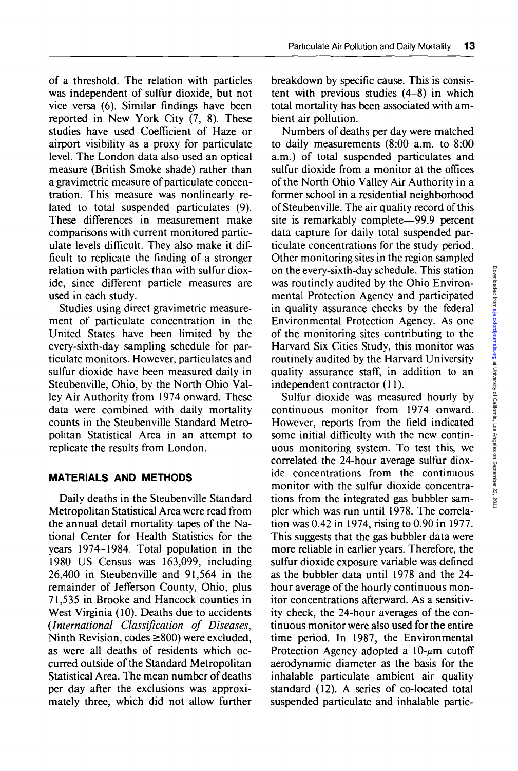of a threshold. The relation with particles was independent of sulfur dioxide, but not vice versa (6). Similar findings have been reported in New York City (7, 8). These studies have used Coefficient of Haze or airport visibility as a proxy for particulate level. The London data also used an optical measure (British Smoke shade) rather than a gravimetric measure of particulate concentration. This measure was nonlinearly related to total suspended particulates (9). These differences in measurement make comparisons with current monitored particulate levels difficult. They also make it difficult to replicate the finding of a stronger relation with particles than with sulfur dioxide, since different particle measures are used in each study.

Studies using direct gravimetric measurement of particulate concentration in the United States have been limited by the every-sixth-day sampling schedule for particulate monitors. However, particulates and sulfur dioxide have been measured daily in Steubenville, Ohio, by the North Ohio Valley Air Authority from 1974 onward. These data were combined with daily mortality counts in the Steubenville Standard Metropolitan Statistical Area in an attempt to replicate the results from London.

## MATERIALS AND METHODS

Daily deaths in the Steubenville Standard Metropolitan Statistical Area were read from the annual detail mortality tapes of the National Center for Health Statistics for the years 1974–1984. Total population in the 1980 US Census was 163,099, including 26,400 in Steubenville and 91,564 in the remainder of Jefferson County, Ohio, plus 71,535 in Brooke and Hancock counties in West Virginia (10). Deaths due to accidents (*International Classification of Diseases*, Ninth Revision, codes ≥800) were excluded, as were all deaths of residents which occurred outside of the Standard Metropolitan Statistical Area. The mean number of deaths per day after the exclusions was approximately three, which did not allow further breakdown by specific cause. This is consistent with previous studies (4–8) in which total mortality has been associated with ambient air pollution.

Numbers of deaths per day were matched to daily measurements (8:00 a.m. to 8:00 a.m.) of total suspended particulates and sulfur dioxide from a monitor at the offices of the North Ohio Valley Air Authority in a former school in a residential neighborhood of Steubenville. The air quality record of this site is remarkably complete—99.9 percent data capture for daily total suspended particulate concentrations for the study period. Other monitoring sites in the region sampled on the every-sixth-day schedule. This station was routinely audited by the Ohio Environmental Protection Agency and participated in quality assurance checks by the federal Environmental Protection Agency. As one of the monitoring sites contributing to the Harvard Six Cities Study, this monitor was routinely audited by the Harvard University quality assurance staff, in addition to an independent contractor (11).

Sulfur dioxide was measured hourly by continuous monitor from 1974 onward. However, reports from the field indicated some initial difficulty with the new continuous monitoring system. To test this, we correlated the 24-hour average sulfur dioxide concentrations from the continuous monitor with the sulfur dioxide concentrations from the integrated gas bubbler sampler which was run until 1978. The correlation was 0.42 in 1974, rising to 0.90 in 1977. This suggests that the gas bubbler data were more reliable in earlier years. Therefore, the sulfur dioxide exposure variable was defined as the bubbler data until 1978 and the 24-hour average of the hourly continuous monitor concentrations afterward. As a sensitivity check, the 24-hour averages of the continuous monitor were also used for the entire time period. In 1987, the Environmental Protection Agency adopted a 10-$\mu$m cutoff aerodynamic diameter as the basis for the inhalable particulate ambient air quality standard (12). A series of co-located total suspended particulate and inhalable partic-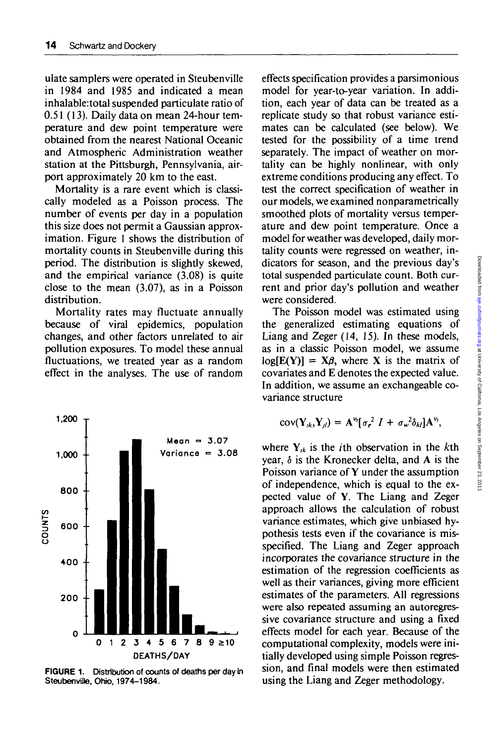ulate samplers were operated in Steubenville in 1984 and 1985 and indicated a mean inhalable:total suspended particulate ratio of 0.51 (13). Daily data on mean 24-hour temperature and dew point temperature were obtained from the nearest National Oceanic and Atmospheric Administration weather station at the Pittsburgh, Pennsylvania, airport approximately 20 km to the east.

Mortality is a rare event which is classically modeled as a Poisson process. The number of events per day in a population this size does not permit a Gaussian approximation. Figure 1 shows the distribution of mortality counts in Steubenville during this period. The distribution is slightly skewed, and the empirical variance (3.08) is quite close to the mean (3.07), as in a Poisson distribution.

Mortality rates may fluctuate annually because of viral epidemics, population changes, and other factors unrelated to air pollution exposures. To model these annual fluctuations, we treated year as a random effect in the analyses. The use of random effects specification provides a parsimonious model for year-to-year variation. In addition, each year of data can be treated as a replicate study so that robust variance estimates can be calculated (see below). We tested for the possibility of a time trend separately. The impact of weather on mortality can be highly nonlinear, with only extreme conditions producing any effect. To test the correct specification of weather in our models, we examined nonparametrically smoothed plots of mortality versus temperature and dew point temperature. Once a model for weather was developed, daily mortality counts were regressed on weather, indicators for season, and the previous day's total suspended particulate count. Both current and prior day's pollution and weather were considered.

**FIGURE 1.** Distribution of counts of deaths per day in Steubenville, Ohio, 1974–1984.

The Poisson model was estimated using the generalized estimating equations of Liang and Zeger (14, 15). In these models, as in a classic Poisson model, we assume $\log[\mathbf{E}(\mathbf{Y})] = \mathbf{X}\beta$, where $\mathbf{X}$ is the matrix of covariates and $\mathbf{E}$ denotes the expected value. In addition, we assume an exchangeable covariance structure

$$\mathrm{cov}(\mathbf{Y}_{ik}, \mathbf{Y}_{jl}) = \mathbf{A}^{1/2}[\sigma_e^2\, I + \sigma_w^2 \delta_{kl}]\mathbf{A}^{1/2},$$

where $\mathbf{Y}_{ik}$ is the $i$th observation in the $k$th year, $\delta$ is the Kronecker delta, and $\mathbf{A}$ is the Poisson variance of $\mathbf{Y}$ under the assumption of independence, which is equal to the expected value of $\mathbf{Y}$. The Liang and Zeger approach allows the calculation of robust variance estimates, which give unbiased hypothesis tests even if the covariance is misspecified. The Liang and Zeger approach incorporates the covariance structure in the estimation of the regression coefficients as well as their variances, giving more efficient estimates of the parameters. All regressions were also repeated assuming an autoregressive covariance structure and using a fixed effects model for each year. Because of the computational complexity, models were initially developed using simple Poisson regression, and final models were then estimated using the Liang and Zeger methodology.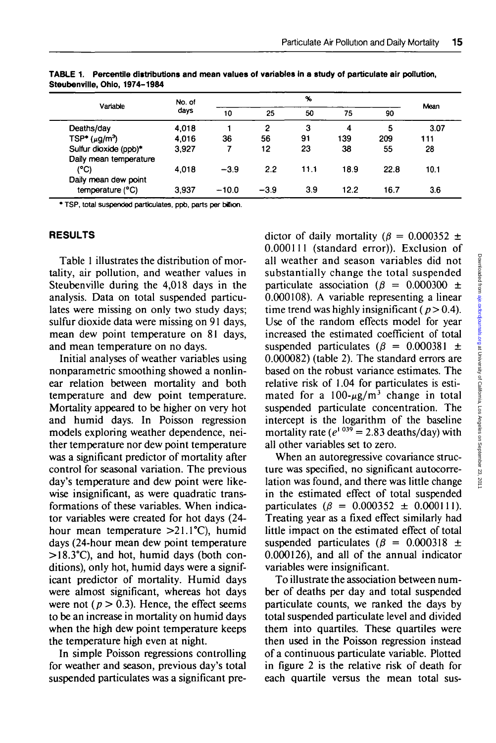**TABLE 1. Percentile distributions and mean values of variables in a study of particulate air pollution, Steubenville, Ohio, 1974–1984**

| Variable | No. of days | % | | | | | Mean |
|---|---|---|---|---|---|---|---|
| | | 10 | 25 | 50 | 75 | 90 | |
| Deaths/day | 4,018 | 1 | 2 | 3 | 4 | 5 | 3.07 |
| TSP* ($\mu g/m^3$) | 4,016 | 36 | 56 | 91 | 139 | 209 | 111 |
| Sulfur dioxide (ppb)* | 3,927 | 7 | 12 | 23 | 38 | 55 | 28 |
| Daily mean temperature (°C) | 4,018 | −3.9 | 2.2 | 11.1 | 18.9 | 22.8 | 10.1 |
| Daily mean dew point temperature (°C) | 3,937 | −10.0 | −3.9 | 3.9 | 12.2 | 16.7 | 3.6 |

\* TSP, total suspended particulates, ppb, parts per billion.

## RESULTS

Table 1 illustrates the distribution of mortality, air pollution, and weather values in Steubenville during the 4,018 days in the analysis. Data on total suspended particulates were missing on only two study days; sulfur dioxide data were missing on 91 days, mean dew point temperature on 81 days, and mean temperature on no days.

Initial analyses of weather variables using nonparametric smoothing showed a nonlinear relation between mortality and both temperature and dew point temperature. Mortality appeared to be higher on very hot and humid days. In Poisson regression models exploring weather dependence, neither temperature nor dew point temperature was a significant predictor of mortality after control for seasonal variation. The previous day's temperature and dew point were likewise insignificant, as were quadratic transformations of these variables. When indicator variables were created for hot days (24-hour mean temperature >21.1°C), humid days (24-hour mean dew point temperature >18.3°C), and hot, humid days (both conditions), only hot, humid days were a significant predictor of mortality. Humid days were almost significant, whereas hot days were not ($p > 0.3$). Hence, the effect seems to be an increase in mortality on humid days when the high dew point temperature keeps the temperature high even at night.

In simple Poisson regressions controlling for weather and season, previous day's total suspended particulates was a significant predictor of daily mortality ($\beta = 0.000352 \pm 0.000111$ (standard error)). Exclusion of all weather and season variables did not substantially change the total suspended particulate association ($\beta = 0.000300 \pm 0.000108$). A variable representing a linear time trend was highly insignificant ($p > 0.4$). Use of the random effects model for year increased the estimated coefficient of total suspended particulates ($\beta = 0.000381 \pm 0.000082$) (table 2). The standard errors are based on the robust variance estimates. The relative risk of 1.04 for particulates is estimated for a 100-$\mu g/m^3$ change in total suspended particulate concentration. The intercept is the logarithm of the baseline mortality rate ($e^{1.039} = 2.83$ deaths/day) with all other variables set to zero.

When an autoregressive covariance structure was specified, no significant autocorrelation was found, and there was little change in the estimated effect of total suspended particulates ($\beta = 0.000352 \pm 0.000111$). Treating year as a fixed effect similarly had little impact on the estimated effect of total suspended particulates ($\beta = 0.000318 \pm 0.000126$), and all of the annual indicator variables were insignificant.

To illustrate the association between number of deaths per day and total suspended particulate counts, we ranked the days by total suspended particulate level and divided them into quartiles. These quartiles were then used in the Poisson regression instead of a continuous particulate variable. Plotted in figure 2 is the relative risk of death for each quartile versus the mean total sus-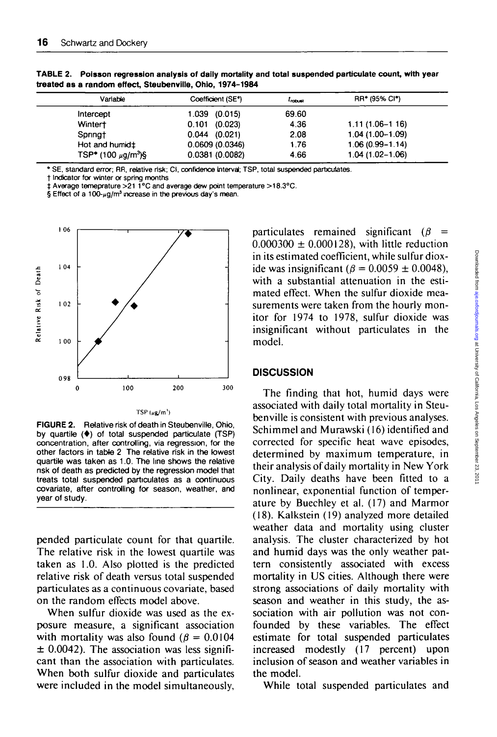**TABLE 2. Poisson regression analysis of daily mortality and total suspended particulate count, with year treated as a random effect, Steubenville, Ohio, 1974–1984**

| Variable | Coefficient (SE*) | $t_{robust}$ | RR* (95% CI*) |
|---|---|---|---|
| Intercept | 1.039 (0.015) | 69.60 | |
| Winter† | 0.101 (0.023) | 4.36 | 1.11 (1.06–1.16) |
| Spring† | 0.044 (0.021) | 2.08 | 1.04 (1.00–1.09) |
| Hot and humid‡ | 0.0609 (0.0346) | 1.76 | 1.06 (0.99–1.14) |
| TSP* (100 $\mu g/m^3$)§ | 0.0381 (0.0082) | 4.66 | 1.04 (1.02–1.06) |

* SE, standard error; RR, relative risk; CI, confidence interval; TSP, total suspended particulates.
† Indicator for winter or spring months
‡ Average temeprature >21.1°C and average dew point temperature >18.3°C.
§ Effect of a 100-$\mu g/m^3$ increase in the previous day's mean.

**FIGURE 2.** Relative risk of death in Steubenville, Ohio, by quartile (♦) of total suspended particulate (TSP) concentration, after controlling, via regression, for the other factors in table 2. The relative risk in the lowest quartile was taken as 1.0. The line shows the relative risk of death as predicted by the regression model that treats total suspended particulates as a continuous covariate, after controlling for season, weather, and year of study.

pended particulate count for that quartile. The relative risk in the lowest quartile was taken as 1.0. Also plotted is the predicted relative risk of death versus total suspended particulates as a continuous covariate, based on the random effects model above.

When sulfur dioxide was used as the exposure measure, a significant association with mortality was also found ($\beta = 0.0104 \pm 0.0042$). The association was less significant than the association with particulates. When both sulfur dioxide and particulates were included in the model simultaneously, particulates remained significant ($\beta = 0.000300 \pm 0.000128$), with little reduction in its estimated coefficient, while sulfur dioxide was insignificant ($\beta = 0.0059 \pm 0.0048$), with a substantial attenuation in the estimated effect. When the sulfur dioxide measurements were taken from the hourly monitor for 1974 to 1978, sulfur dioxide was insignificant without particulates in the model.

## DISCUSSION

The finding that hot, humid days were associated with daily total mortality in Steubenville is consistent with previous analyses. Schimmel and Murawski (16) identified and corrected for specific heat wave episodes, determined by maximum temperature, in their analysis of daily mortality in New York City. Daily deaths have been fitted to a nonlinear, exponential function of temperature by Buechley et al. (17) and Marmor (18). Kalkstein (19) analyzed more detailed weather data and mortality using cluster analysis. The cluster characterized by hot and humid days was the only weather pattern consistently associated with excess mortality in US cities. Although there were strong associations of daily mortality with season and weather in this study, the association with air pollution was not confounded by these variables. The effect estimate for total suspended particulates increased modestly (17 percent) upon inclusion of season and weather variables in the model.

While total suspended particulates and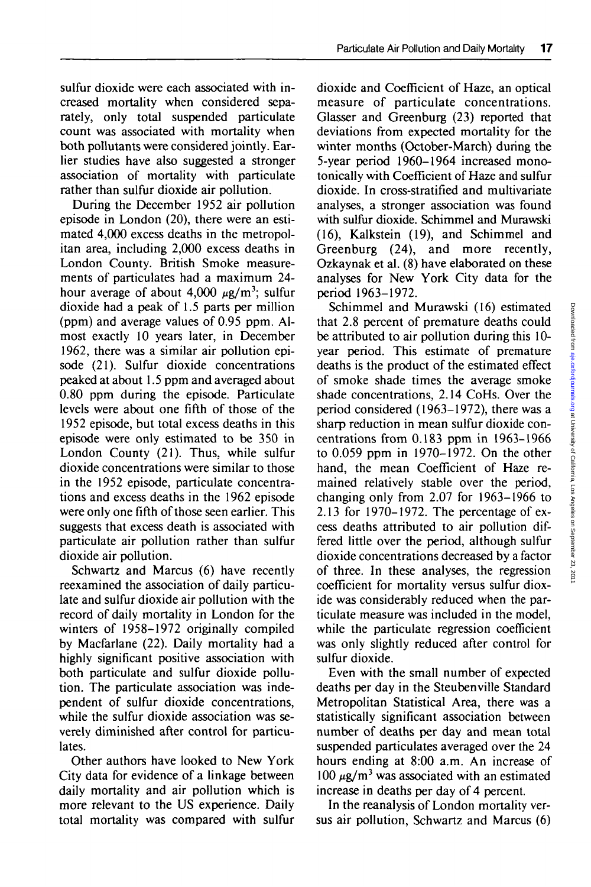sulfur dioxide were each associated with increased mortality when considered separately, only total suspended particulate count was associated with mortality when both pollutants were considered jointly. Earlier studies have also suggested a stronger association of mortality with particulate rather than sulfur dioxide air pollution.

During the December 1952 air pollution episode in London (20), there were an estimated 4,000 excess deaths in the metropolitan area, including 2,000 excess deaths in London County. British Smoke measurements of particulates had a maximum 24-hour average of about 4,000 $\mu g/m^3$; sulfur dioxide had a peak of 1.5 parts per million (ppm) and average values of 0.95 ppm. Almost exactly 10 years later, in December 1962, there was a similar air pollution episode (21). Sulfur dioxide concentrations peaked at about 1.5 ppm and averaged about 0.80 ppm during the episode. Particulate levels were about one fifth of those of the 1952 episode, but total excess deaths in this episode were only estimated to be 350 in London County (21). Thus, while sulfur dioxide concentrations were similar to those in the 1952 episode, particulate concentrations and excess deaths in the 1962 episode were only one fifth of those seen earlier. This suggests that excess death is associated with particulate air pollution rather than sulfur dioxide air pollution.

Schwartz and Marcus (6) have recently reexamined the association of daily particulate and sulfur dioxide air pollution with the record of daily mortality in London for the winters of 1958–1972 originally compiled by Macfarlane (22). Daily mortality had a highly significant positive association with both particulate and sulfur dioxide pollution. The particulate association was independent of sulfur dioxide concentrations, while the sulfur dioxide association was severely diminished after control for particulates.

Other authors have looked to New York City data for evidence of a linkage between daily mortality and air pollution which is more relevant to the US experience. Daily total mortality was compared with sulfur dioxide and Coefficient of Haze, an optical measure of particulate concentrations. Glasser and Greenburg (23) reported that deviations from expected mortality for the winter months (October-March) during the 5-year period 1960–1964 increased monotonically with Coefficient of Haze and sulfur dioxide. In cross-stratified and multivariate analyses, a stronger association was found with sulfur dioxide. Schimmel and Murawski (16), Kalkstein (19), and Schimmel and Greenburg (24), and more recently, Ozkaynak et al. (8) have elaborated on these analyses for New York City data for the period 1963–1972.

Schimmel and Murawski (16) estimated that 2.8 percent of premature deaths could be attributed to air pollution during this 10-year period. This estimate of premature deaths is the product of the estimated effect of smoke shade times the average smoke shade concentrations, 2.14 CoHs. Over the period considered (1963–1972), there was a sharp reduction in mean sulfur dioxide concentrations from 0.183 ppm in 1963–1966 to 0.059 ppm in 1970–1972. On the other hand, the mean Coefficient of Haze remained relatively stable over the period, changing only from 2.07 for 1963–1966 to 2.13 for 1970–1972. The percentage of excess deaths attributed to air pollution differed little over the period, although sulfur dioxide concentrations decreased by a factor of three. In these analyses, the regression coefficient for mortality versus sulfur dioxide was considerably reduced when the particulate measure was included in the model, while the particulate regression coefficient was only slightly reduced after control for sulfur dioxide.

Even with the small number of expected deaths per day in the Steubenville Standard Metropolitan Statistical Area, there was a statistically significant association between number of deaths per day and mean total suspended particulates averaged over the 24 hours ending at 8:00 a.m. An increase of 100 $\mu g/m^3$ was associated with an estimated increase in deaths per day of 4 percent.

In the reanalysis of London mortality versus air pollution, Schwartz and Marcus (6)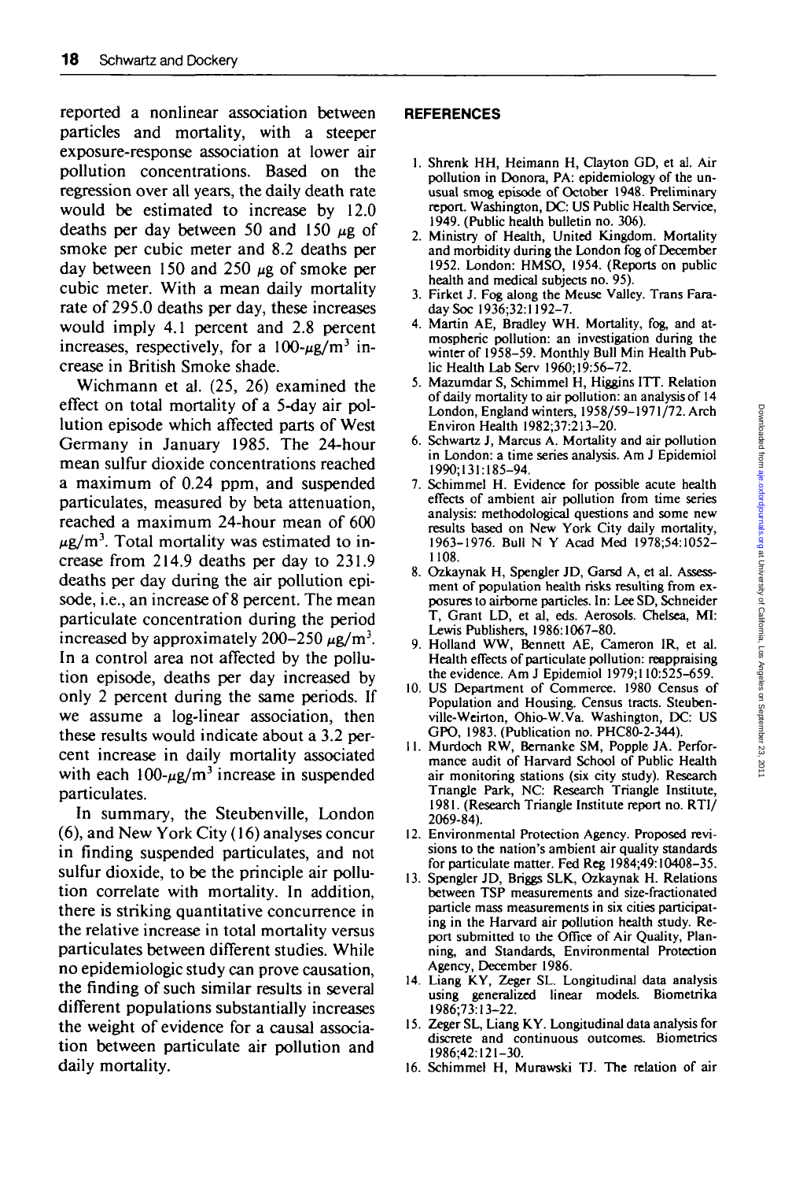reported a nonlinear association between particles and mortality, with a steeper exposure-response association at lower air pollution concentrations. Based on the regression over all years, the daily death rate would be estimated to increase by 12.0 deaths per day between 50 and 150 $\mu$g of smoke per cubic meter and 8.2 deaths per day between 150 and 250 $\mu$g of smoke per cubic meter. With a mean daily mortality rate of 295.0 deaths per day, these increases would imply 4.1 percent and 2.8 percent increases, respectively, for a 100-$\mu g/m^3$ increase in British Smoke shade.

Wichmann et al. (25, 26) examined the effect on total mortality of a 5-day air pollution episode which affected parts of West Germany in January 1985. The 24-hour mean sulfur dioxide concentrations reached a maximum of 0.24 ppm, and suspended particulates, measured by beta attenuation, reached a maximum 24-hour mean of 600 $\mu g/m^3$. Total mortality was estimated to increase from 214.9 deaths per day to 231.9 deaths per day during the air pollution episode, i.e., an increase of 8 percent. The mean particulate concentration during the period increased by approximately 200–250 $\mu g/m^3$. In a control area not affected by the pollution episode, deaths per day increased by only 2 percent during the same periods. If we assume a log-linear association, then these results would indicate about a 3.2 percent increase in daily mortality associated with each 100-$\mu g/m^3$ increase in suspended particulates.

In summary, the Steubenville, London (6), and New York City (16) analyses concur in finding suspended particulates, and not sulfur dioxide, to be the principle air pollution correlate with mortality. In addition, there is striking quantitative concurrence in the relative increase in total mortality versus particulates between different studies. While no epidemiologic study can prove causation, the finding of such similar results in several different populations substantially increases the weight of evidence for a causal association between particulate air pollution and daily mortality.

## REFERENCES

1. Shrenk HH, Heimann H, Clayton GD, et al. Air pollution in Donora, PA: epidemiology of the unusual smog episode of October 1948. Preliminary report. Washington, DC: US Public Health Service, 1949. (Public health bulletin no. 306).
2. Ministry of Health, United Kingdom. Mortality and morbidity during the London fog of December 1952. London: HMSO, 1954. (Reports on public health and medical subjects no. 95).
3. Firket J. Fog along the Meuse Valley. Trans Faraday Soc 1936;32:1192–7.
4. Martin AE, Bradley WH. Mortality, fog, and atmospheric pollution: an investigation during the winter of 1958–59. Monthly Bull Min Health Public Health Lab Serv 1960;19:56–72.
5. Mazumdar S, Schimmel H, Higgins ITT. Relation of daily mortality to air pollution: an analysis of 14 London, England winters, 1958/59–1971/72. Arch Environ Health 1982;37:213–20.
6. Schwartz J, Marcus A. Mortality and air pollution in London: a time series analysis. Am J Epidemiol 1990;131:185–94.
7. Schimmel H. Evidence for possible acute health effects of ambient air pollution from time series analysis: methodological questions and some new results based on New York City daily mortality, 1963–1976. Bull N Y Acad Med 1978;54:1052–1108.
8. Ozkaynak H, Spengler JD, Garsd A, et al. Assessment of population health risks resulting from exposures to airborne particles. In: Lee SD, Schneider T, Grant LD, et al, eds. Aerosols. Chelsea, MI: Lewis Publishers, 1986:1067–80.
9. Holland WW, Bennett AE, Cameron IR, et al. Health effects of particulate pollution: reappraising the evidence. Am J Epidemiol 1979;110:525–659.
10. US Department of Commerce. 1980 Census of Population and Housing. Census tracts. Steubenville-Weirton, Ohio-W.Va. Washington, DC: US GPO, 1983. (Publication no. PHC80-2-344).
11. Murdoch RW, Bernanke SM, Popple JA. Performance audit of Harvard School of Public Health air monitoring stations (six city study). Research Triangle Park, NC: Research Triangle Institute, 1981. (Research Triangle Institute report no. RTI/2069-84).
12. Environmental Protection Agency. Proposed revisions to the nation's ambient air quality standards for particulate matter. Fed Reg 1984;49:10408–35.
13. Spengler JD, Briggs SLK, Ozkaynak H. Relations between TSP measurements and size-fractionated particle mass measurements in six cities participating in the Harvard air pollution health study. Report submitted to the Office of Air Quality, Planning, and Standards, Environmental Protection Agency, December 1986.
14. Liang KY, Zeger SL. Longitudinal data analysis using generalized linear models. Biometrika 1986;73:13–22.
15. Zeger SL, Liang KY. Longitudinal data analysis for discrete and continuous outcomes. Biometrics 1986;42:121–30.
16. Schimmel H, Murawski TJ. The relation of air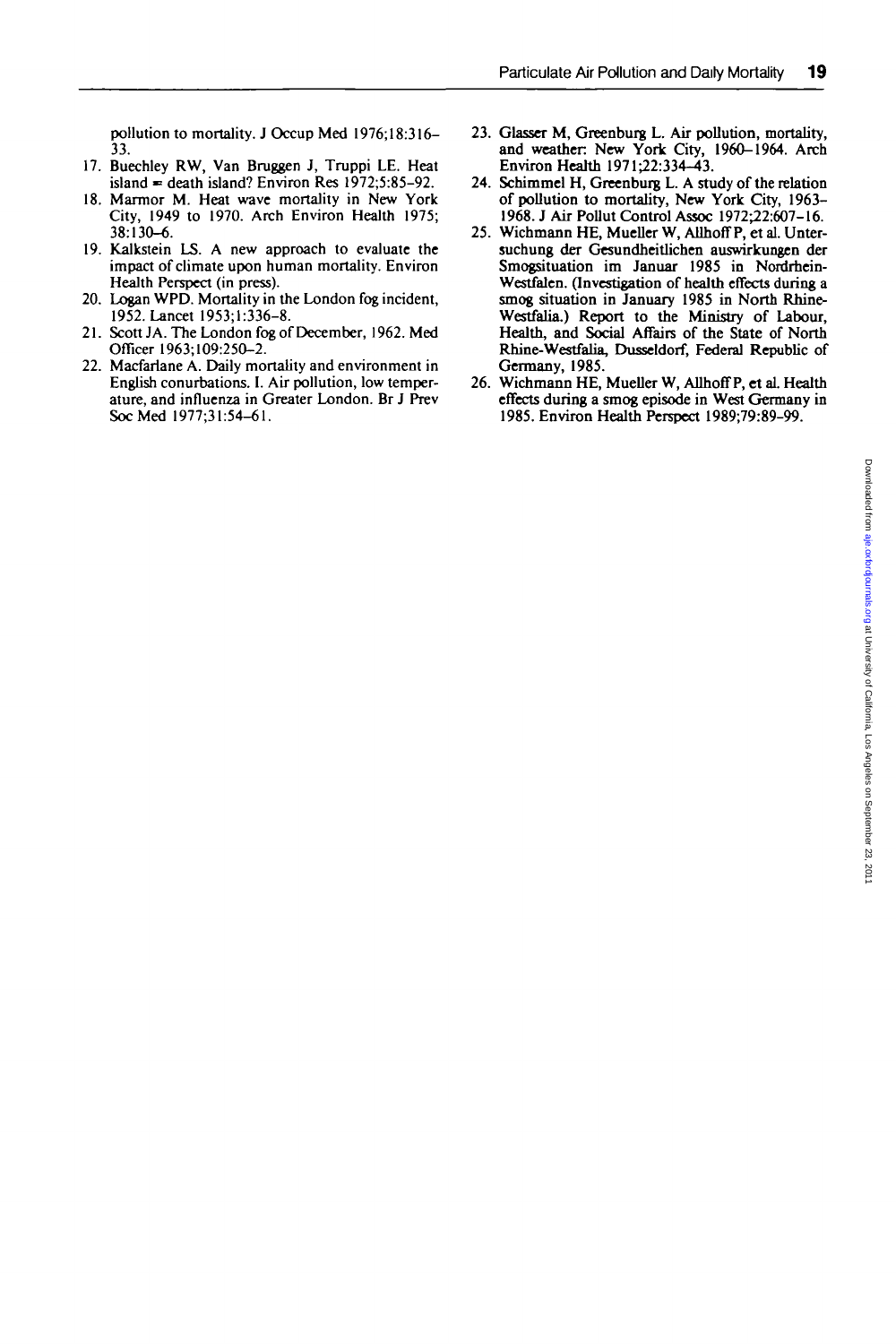pollution to mortality. J Occup Med 1976;18:316–33.

17. Buechley RW, Van Bruggen J, Truppi LE. Heat island = death island? Environ Res 1972;5:85–92.
18. Marmor M. Heat wave mortality in New York City, 1949 to 1970. Arch Environ Health 1975; 38:130–6.
19. Kalkstein LS. A new approach to evaluate the impact of climate upon human mortality. Environ Health Perspect (in press).
20. Logan WPD. Mortality in the London fog incident, 1952. Lancet 1953;1:336–8.
21. Scott JA. The London fog of December, 1962. Med Officer 1963;109:250–2.
22. Macfarlane A. Daily mortality and environment in English conurbations. I. Air pollution, low temperature, and influenza in Greater London. Br J Prev Soc Med 1977;31:54–61.
23. Glasser M, Greenburg L. Air pollution, mortality, and weather: New York City, 1960–1964. Arch Environ Health 1971;22:334–43.
24. Schimmel H, Greenburg L. A study of the relation of pollution to mortality, New York City, 1963–1968. J Air Pollut Control Assoc 1972;22:607–16.
25. Wichmann HE, Mueller W, Allhoff P, et al. Untersuchung der Gesundheitlichen auswirkungen der Smogsituation im Januar 1985 in Nordrhein-Westfalen. (Investigation of health effects during a smog situation in January 1985 in North Rhine-Westfalia.) Report to the Ministry of Labour, Health, and Social Affairs of the State of North Rhine-Westfalia, Dusseldorf, Federal Republic of Germany, 1985.
26. Wichmann HE, Mueller W, Allhoff P, et al. Health effects during a smog episode in West Germany in 1985. Environ Health Perspect 1989;79:89–99.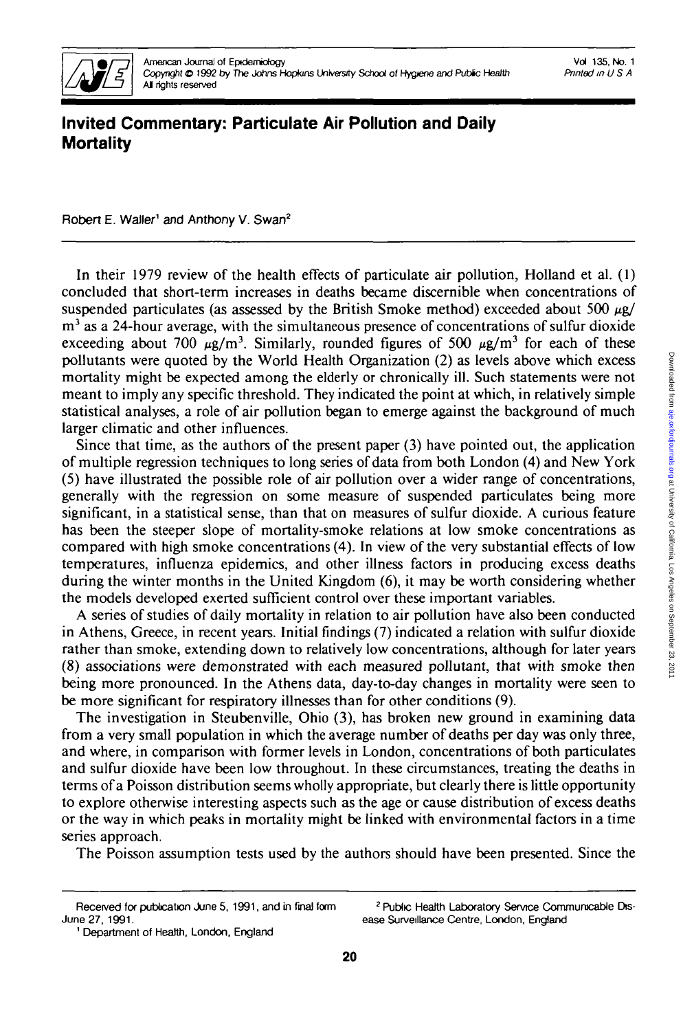# Invited Commentary: Particulate Air Pollution and Daily Mortality

Robert E. Waller[1] and Anthony V. Swan[2]

In their 1979 review of the health effects of particulate air pollution, Holland et al. (1) concluded that short-term increases in deaths became discernible when concentrations of suspended particulates (as assessed by the British Smoke method) exceeded about 500 $\mu g/m^3$ as a 24-hour average, with the simultaneous presence of concentrations of sulfur dioxide exceeding about 700 $\mu g/m^3$. Similarly, rounded figures of 500 $\mu g/m^3$ for each of these pollutants were quoted by the World Health Organization (2) as levels above which excess mortality might be expected among the elderly or chronically ill. Such statements were not meant to imply any specific threshold. They indicated the point at which, in relatively simple statistical analyses, a role of air pollution began to emerge against the background of much larger climatic and other influences.

Since that time, as the authors of the present paper (3) have pointed out, the application of multiple regression techniques to long series of data from both London (4) and New York (5) have illustrated the possible role of air pollution over a wider range of concentrations, generally with the regression on some measure of suspended particulates being more significant, in a statistical sense, than that on measures of sulfur dioxide. A curious feature has been the steeper slope of mortality-smoke relations at low smoke concentrations as compared with high smoke concentrations (4). In view of the very substantial effects of low temperatures, influenza epidemics, and other illness factors in producing excess deaths during the winter months in the United Kingdom (6), it may be worth considering whether the models developed exerted sufficient control over these important variables.

A series of studies of daily mortality in relation to air pollution have also been conducted in Athens, Greece, in recent years. Initial findings (7) indicated a relation with sulfur dioxide rather than smoke, extending down to relatively low concentrations, although for later years (8) associations were demonstrated with each measured pollutant, that with smoke then being more pronounced. In the Athens data, day-to-day changes in mortality were seen to be more significant for respiratory illnesses than for other conditions (9).

The investigation in Steubenville, Ohio (3), has broken new ground in examining data from a very small population in which the average number of deaths per day was only three, and where, in comparison with former levels in London, concentrations of both particulates and sulfur dioxide have been low throughout. In these circumstances, treating the deaths in terms of a Poisson distribution seems wholly appropriate, but clearly there is little opportunity to explore otherwise interesting aspects such as the age or cause distribution of excess deaths or the way in which peaks in mortality might be linked with environmental factors in a time series approach.

The Poisson assumption tests used by the authors should have been presented. Since the

---

Received for publication June 5, 1991, and in final form June 27, 1991.

[1] Department of Health, London, England

[2] Public Health Laboratory Service Communicable Disease Surveillance Centre, London, England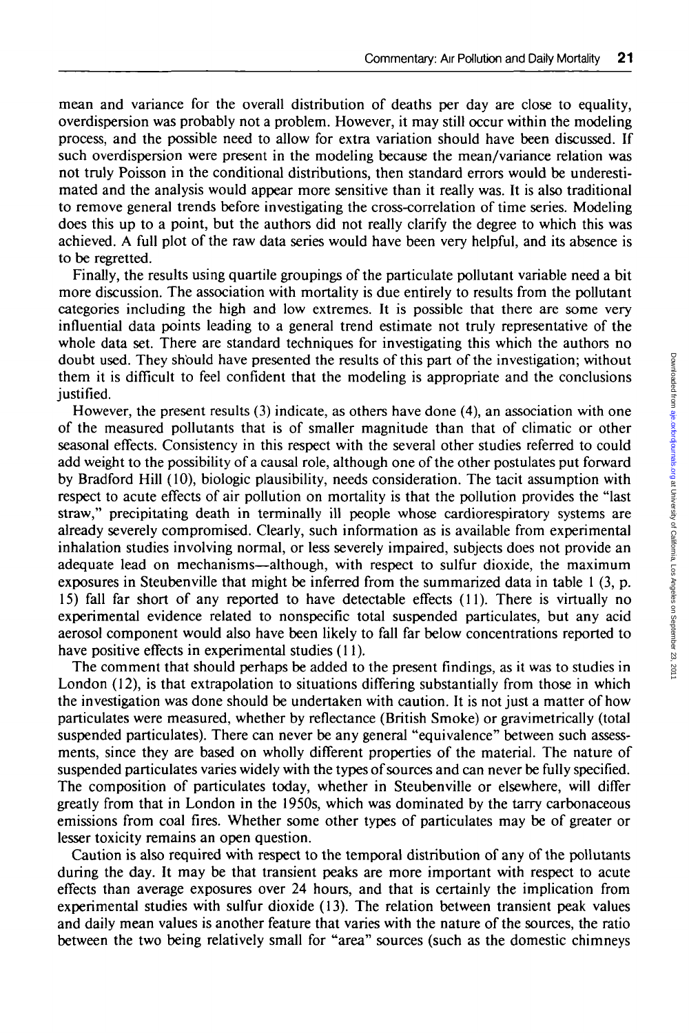mean and variance for the overall distribution of deaths per day are close to equality, overdispersion was probably not a problem. However, it may still occur within the modeling process, and the possible need to allow for extra variation should have been discussed. If such overdispersion were present in the modeling because the mean/variance relation was not truly Poisson in the conditional distributions, then standard errors would be underestimated and the analysis would appear more sensitive than it really was. It is also traditional to remove general trends before investigating the cross-correlation of time series. Modeling does this up to a point, but the authors did not really clarify the degree to which this was achieved. A full plot of the raw data series would have been very helpful, and its absence is to be regretted.

Finally, the results using quartile groupings of the particulate pollutant variable need a bit more discussion. The association with mortality is due entirely to results from the pollutant categories including the high and low extremes. It is possible that there are some very influential data points leading to a general trend estimate not truly representative of the whole data set. There are standard techniques for investigating this which the authors no doubt used. They should have presented the results of this part of the investigation; without them it is difficult to feel confident that the modeling is appropriate and the conclusions justified.

However, the present results (3) indicate, as others have done (4), an association with one of the measured pollutants that is of smaller magnitude than that of climatic or other seasonal effects. Consistency in this respect with the several other studies referred to could add weight to the possibility of a causal role, although one of the other postulates put forward by Bradford Hill (10), biologic plausibility, needs consideration. The tacit assumption with respect to acute effects of air pollution on mortality is that the pollution provides the "last straw," precipitating death in terminally ill people whose cardiorespiratory systems are already severely compromised. Clearly, such information as is available from experimental inhalation studies involving normal, or less severely impaired, subjects does not provide an adequate lead on mechanisms—although, with respect to sulfur dioxide, the maximum exposures in Steubenville that might be inferred from the summarized data in table 1 (3, p. 15) fall far short of any reported to have detectable effects (11). There is virtually no experimental evidence related to nonspecific total suspended particulates, but any acid aerosol component would also have been likely to fall far below concentrations reported to have positive effects in experimental studies (11).

The comment that should perhaps be added to the present findings, as it was to studies in London (12), is that extrapolation to situations differing substantially from those in which the investigation was done should be undertaken with caution. It is not just a matter of how particulates were measured, whether by reflectance (British Smoke) or gravimetrically (total suspended particulates). There can never be any general "equivalence" between such assessments, since they are based on wholly different properties of the material. The nature of suspended particulates varies widely with the types of sources and can never be fully specified. The composition of particulates today, whether in Steubenville or elsewhere, will differ greatly from that in London in the 1950s, which was dominated by the tarry carbonaceous emissions from coal fires. Whether some other types of particulates may be of greater or lesser toxicity remains an open question.

Caution is also required with respect to the temporal distribution of any of the pollutants during the day. It may be that transient peaks are more important with respect to acute effects than average exposures over 24 hours, and that is certainly the implication from experimental studies with sulfur dioxide (13). The relation between transient peak values and daily mean values is another feature that varies with the nature of the sources, the ratio between the two being relatively small for "area" sources (such as the domestic chimneys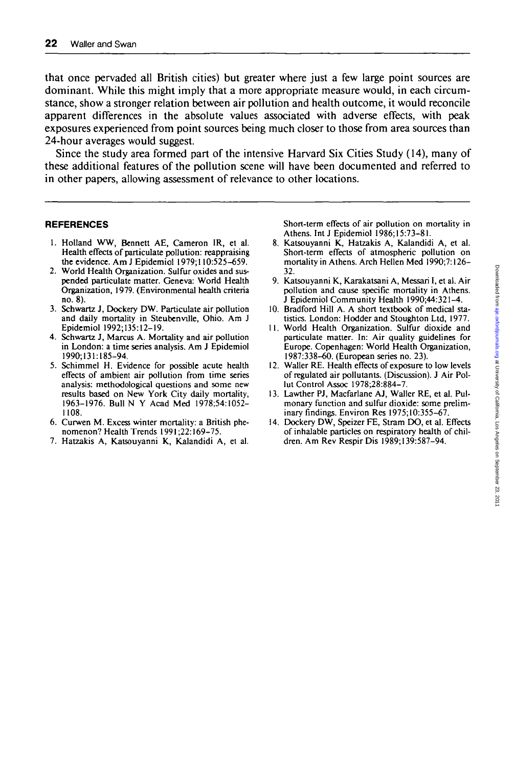that once pervaded all British cities) but greater where just a few large point sources are dominant. While this might imply that a more appropriate measure would, in each circumstance, show a stronger relation between air pollution and health outcome, it would reconcile apparent differences in the absolute values associated with adverse effects, with peak exposures experienced from point sources being much closer to those from area sources than 24-hour averages would suggest.

Since the study area formed part of the intensive Harvard Six Cities Study (14), many of these additional features of the pollution scene will have been documented and referred to in other papers, allowing assessment of relevance to other locations.

## REFERENCES

1. Holland WW, Bennett AE, Cameron IR, et al. Health effects of particulate pollution: reappraising the evidence. Am J Epidemiol 1979;110:525–659.
2. World Health Organization. Sulfur oxides and suspended particulate matter. Geneva: World Health Organization, 1979. (Environmental health criteria no. 8).
3. Schwartz J, Dockery DW. Particulate air pollution and daily mortality in Steubenville, Ohio. Am J Epidemiol 1992;135:12–19.
4. Schwartz J, Marcus A. Mortality and air pollution in London: a time series analysis. Am J Epidemiol 1990;131:185–94.
5. Schimmel H. Evidence for possible acute health effects of ambient air pollution from time series analysis: methodological questions and some new results based on New York City daily mortality, 1963–1976. Bull N Y Acad Med 1978;54:1052–1108.
6. Curwen M. Excess winter mortality: a British phenomenon? Health Trends 1991;22:169–75.
7. Hatzakis A, Katsouyanni K, Kalandidi A, et al. Short-term effects of air pollution on mortality in Athens. Int J Epidemiol 1986;15:73–81.
8. Katsouyanni K, Hatzakis A, Kalandidi A, et al. Short-term effects of atmospheric pollution on mortality in Athens. Arch Hellen Med 1990;7:126–32.
9. Katsouyanni K, Karakatsani A, Messari I, et al. Air pollution and cause specific mortality in Athens. J Epidemiol Community Health 1990;44:321–4.
10. Bradford Hill A. A short textbook of medical statistics. London: Hodder and Stoughton Ltd, 1977.
11. World Health Organization. Sulfur dioxide and particulate matter. In: Air quality guidelines for Europe. Copenhagen: World Health Organization, 1987:338–60. (European series no. 23).
12. Waller RE. Health effects of exposure to low levels of regulated air pollutants. (Discussion). J Air Pollut Control Assoc 1978;28:884–7.
13. Lawther PJ, Macfarlane AJ, Waller RE, et al. Pulmonary function and sulfur dioxide: some preliminary findings. Environ Res 1975;10:355–67.
14. Dockery DW, Speizer FE, Stram DO, et al. Effects of inhalable particles on respiratory health of children. Am Rev Respir Dis 1989;139:587–94.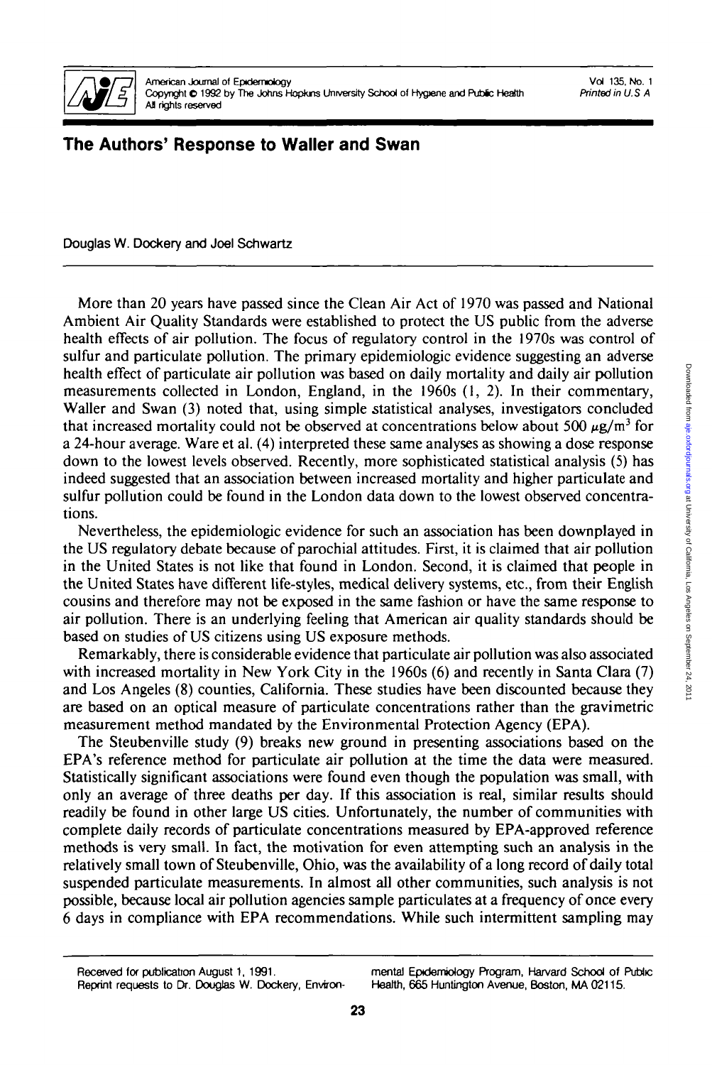# The Authors' Response to Waller and Swan

Douglas W. Dockery and Joel Schwartz

More than 20 years have passed since the Clean Air Act of 1970 was passed and National Ambient Air Quality Standards were established to protect the US public from the adverse health effects of air pollution. The focus of regulatory control in the 1970s was control of sulfur and particulate pollution. The primary epidemiologic evidence suggesting an adverse health effect of particulate air pollution was based on daily mortality and daily air pollution measurements collected in London, England, in the 1960s (1, 2). In their commentary, Waller and Swan (3) noted that, using simple statistical analyses, investigators concluded that increased mortality could not be observed at concentrations below about 500 $\mu g/m^3$ for a 24-hour average. Ware et al. (4) interpreted these same analyses as showing a dose response down to the lowest levels observed. Recently, more sophisticated statistical analysis (5) has indeed suggested that an association between increased mortality and higher particulate and sulfur pollution could be found in the London data down to the lowest observed concentrations.

Nevertheless, the epidemiologic evidence for such an association has been downplayed in the US regulatory debate because of parochial attitudes. First, it is claimed that air pollution in the United States is not like that found in London. Second, it is claimed that people in the United States have different life-styles, medical delivery systems, etc., from their English cousins and therefore may not be exposed in the same fashion or have the same response to air pollution. There is an underlying feeling that American air quality standards should be based on studies of US citizens using US exposure methods.

Remarkably, there is considerable evidence that particulate air pollution was also associated with increased mortality in New York City in the 1960s (6) and recently in Santa Clara (7) and Los Angeles (8) counties, California. These studies have been discounted because they are based on an optical measure of particulate concentrations rather than the gravimetric measurement method mandated by the Environmental Protection Agency (EPA).

The Steubenville study (9) breaks new ground in presenting associations based on the EPA's reference method for particulate air pollution at the time the data were measured. Statistically significant associations were found even though the population was small, with only an average of three deaths per day. If this association is real, similar results should readily be found in other large US cities. Unfortunately, the number of communities with complete daily records of particulate concentrations measured by EPA-approved reference methods is very small. In fact, the motivation for even attempting such an analysis in the relatively small town of Steubenville, Ohio, was the availability of a long record of daily total suspended particulate measurements. In almost all other communities, such analysis is not possible, because local air pollution agencies sample particulates at a frequency of once every 6 days in compliance with EPA recommendations. While such intermittent sampling may

Received for publication August 1, 1991.

Reprint requests to Dr. Douglas W. Dockery, Environmental Epidemiology Program, Harvard School of Public Health, 665 Huntington Avenue, Boston, MA 02115.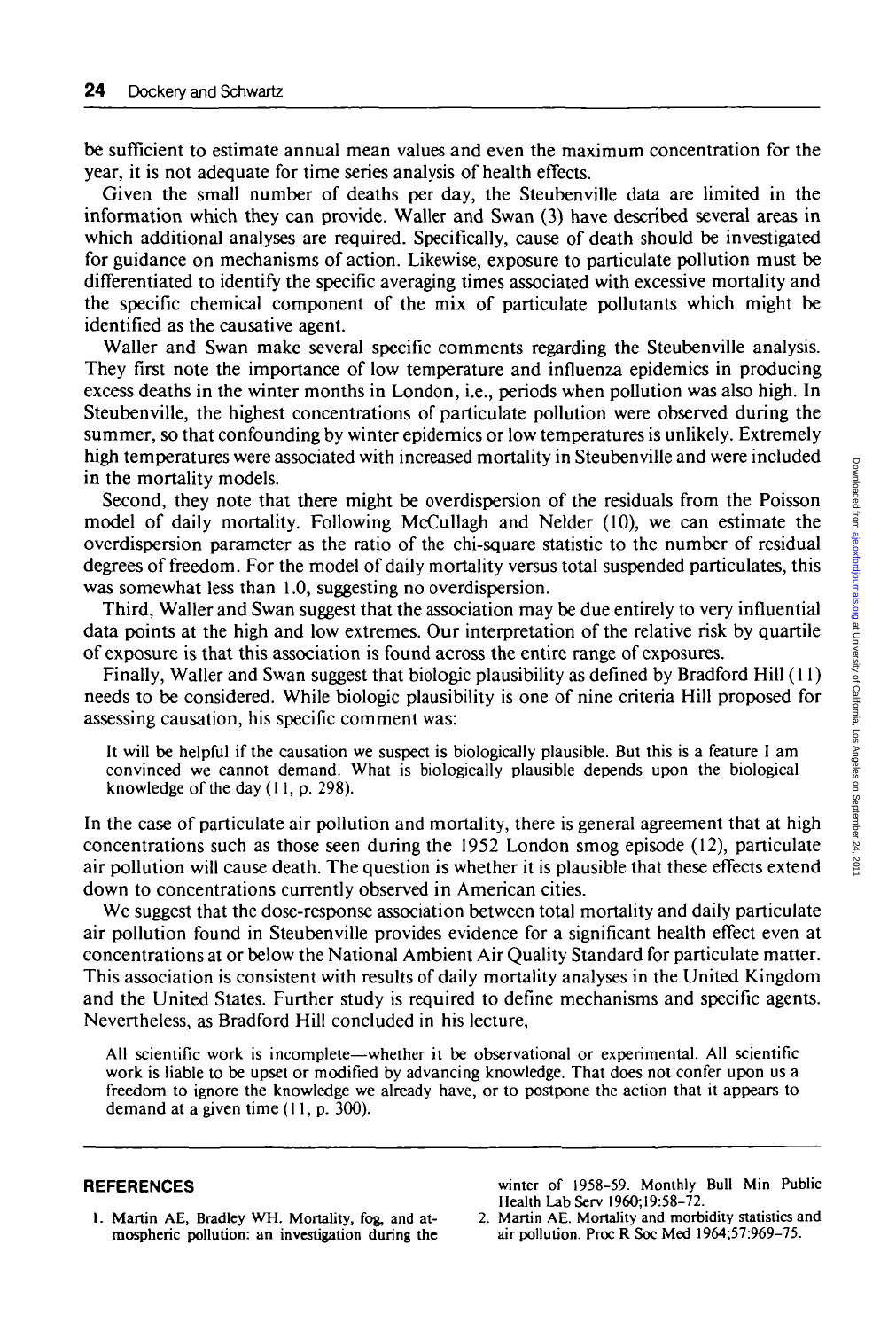be sufficient to estimate annual mean values and even the maximum concentration for the year, it is not adequate for time series analysis of health effects.

Given the small number of deaths per day, the Steubenville data are limited in the information which they can provide. Waller and Swan (3) have described several areas in which additional analyses are required. Specifically, cause of death should be investigated for guidance on mechanisms of action. Likewise, exposure to particulate pollution must be differentiated to identify the specific averaging times associated with excessive mortality and the specific chemical component of the mix of particulate pollutants which might be identified as the causative agent.

Waller and Swan make several specific comments regarding the Steubenville analysis. They first note the importance of low temperature and influenza epidemics in producing excess deaths in the winter months in London, i.e., periods when pollution was also high. In Steubenville, the highest concentrations of particulate pollution were observed during the summer, so that confounding by winter epidemics or low temperatures is unlikely. Extremely high temperatures were associated with increased mortality in Steubenville and were included in the mortality models.

Second, they note that there might be overdispersion of the residuals from the Poisson model of daily mortality. Following McCullagh and Nelder (10), we can estimate the overdispersion parameter as the ratio of the chi-square statistic to the number of residual degrees of freedom. For the model of daily mortality versus total suspended particulates, this was somewhat less than 1.0, suggesting no overdispersion.

Third, Waller and Swan suggest that the association may be due entirely to very influential data points at the high and low extremes. Our interpretation of the relative risk by quartile of exposure is that this association is found across the entire range of exposures.

Finally, Waller and Swan suggest that biologic plausibility as defined by Bradford Hill (11) needs to be considered. While biologic plausibility is one of nine criteria Hill proposed for assessing causation, his specific comment was:

> It will be helpful if the causation we suspect is biologically plausible. But this is a feature I am convinced we cannot demand. What is biologically plausible depends upon the biological knowledge of the day (11, p. 298).

In the case of particulate air pollution and mortality, there is general agreement that at high concentrations such as those seen during the 1952 London smog episode (12), particulate air pollution will cause death. The question is whether it is plausible that these effects extend down to concentrations currently observed in American cities.

We suggest that the dose-response association between total mortality and daily particulate air pollution found in Steubenville provides evidence for a significant health effect even at concentrations at or below the National Ambient Air Quality Standard for particulate matter. This association is consistent with results of daily mortality analyses in the United Kingdom and the United States. Further study is required to define mechanisms and specific agents. Nevertheless, as Bradford Hill concluded in his lecture,

> All scientific work is incomplete—whether it be observational or experimental. All scientific work is liable to be upset or modified by advancing knowledge. That does not confer upon us a freedom to ignore the knowledge we already have, or to postpone the action that it appears to demand at a given time (11, p. 300).

## REFERENCES

1. Martin AE, Bradley WH. Mortality, fog, and atmospheric pollution: an investigation during the winter of 1958-59. Monthly Bull Min Public Health Lab Serv 1960;19:58-72.
2. Martin AE. Mortality and morbidity statistics and air pollution. Proc R Soc Med 1964;57:969-75.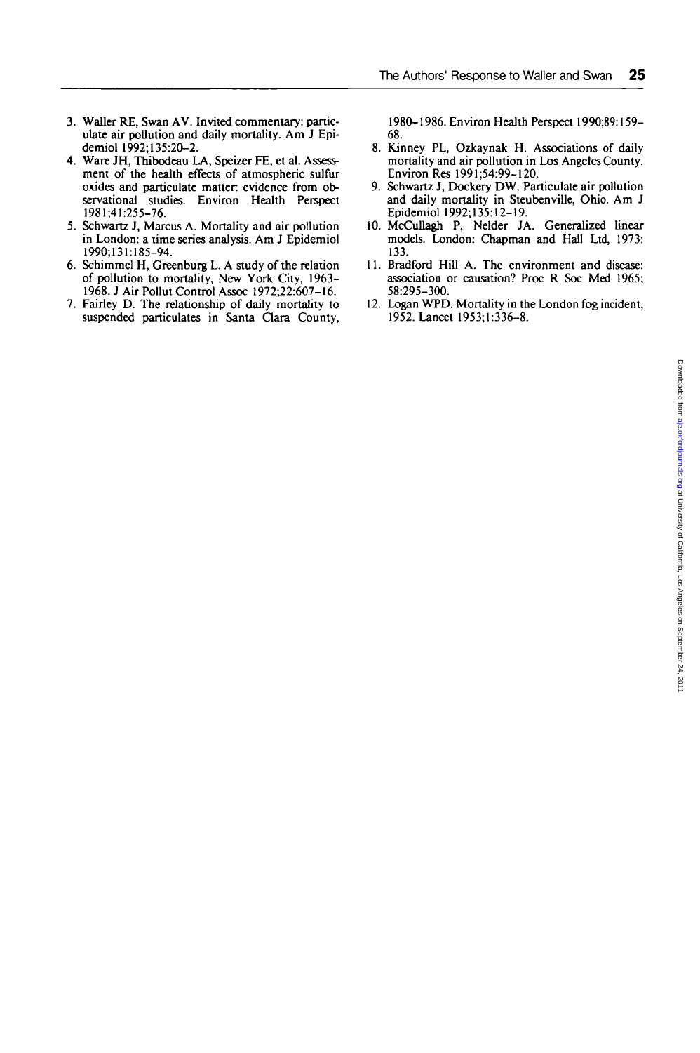3. Waller RE, Swan AV. Invited commentary: particulate air pollution and daily mortality. Am J Epidemiol 1992;135:20–2.
4. Ware JH, Thibodeau LA, Speizer FE, et al. Assessment of the health effects of atmospheric sulfur oxides and particulate matter: evidence from observational studies. Environ Health Perspect 1981;41:255–76.
5. Schwartz J, Marcus A. Mortality and air pollution in London: a time series analysis. Am J Epidemiol 1990;131:185–94.
6. Schimmel H, Greenburg L. A study of the relation of pollution to mortality, New York City, 1963–1968. J Air Pollut Control Assoc 1972;22:607–16.
7. Fairley D. The relationship of daily mortality to suspended particulates in Santa Clara County, 1980–1986. Environ Health Perspect 1990;89:159–68.
8. Kinney PL, Ozkaynak H. Associations of daily mortality and air pollution in Los Angeles County. Environ Res 1991;54:99–120.
9. Schwartz J, Dockery DW. Particulate air pollution and daily mortality in Steubenville, Ohio. Am J Epidemiol 1992;135:12–19.
10. McCullagh P, Nelder JA. Generalized linear models. London: Chapman and Hall Ltd, 1973: 133.
11. Bradford Hill A. The environment and disease: association or causation? Proc R Soc Med 1965; 58:295–300.
12. Logan WPD. Mortality in the London fog incident, 1952. Lancet 1953;1:336–8.